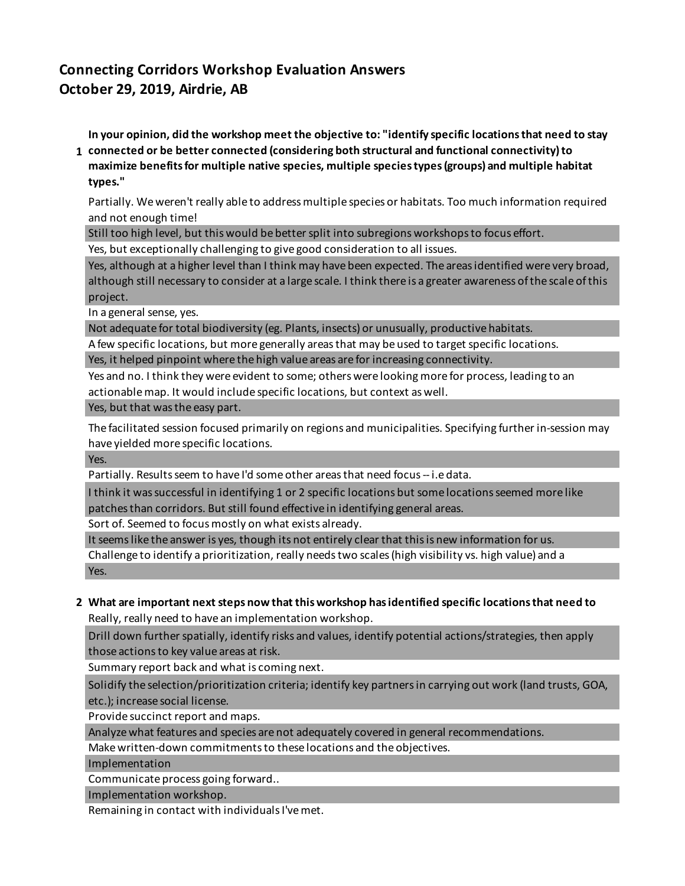# Connecting Corridors Workshop Evaluation Answers
# October 29, 2019, Airdrie, AB

**1 In your opinion, did the workshop meet the objective to: "identify specific locations that need to stay connected or be better connected (considering both structural and functional connectivity) to maximize benefits for multiple native species, multiple species types (groups) and multiple habitat types."**

Partially. We weren't really able to address multiple species or habitats. Too much information required and not enough time!

Still too high level, but this would be better split into subregions workshops to focus effort.

Yes, but exceptionally challenging to give good consideration to all issues.

Yes, although at a higher level than I think may have been expected. The areas identified were very broad, although still necessary to consider at a large scale. I think there is a greater awareness of the scale of this project.

In a general sense, yes.

Not adequate for total biodiversity (eg. Plants, insects) or unusually, productive habitats.

A few specific locations, but more generally areas that may be used to target specific locations.

Yes, it helped pinpoint where the high value areas are for increasing connectivity.

Yes and no. I think they were evident to some; others were looking more for process, leading to an actionable map. It would include specific locations, but context as well.

Yes, but that was the easy part.

The facilitated session focused primarily on regions and municipalities. Specifying further in-session may have yielded more specific locations.

Yes.

Partially. Results seem to have I'd some other areas that need focus -- i.e data.

I think it was successful in identifying 1 or 2 specific locations but some locations seemed more like patches than corridors. But still found effective in identifying general areas.

Sort of. Seemed to focus mostly on what exists already.

It seems like the answer is yes, though its not entirely clear that this is new information for us.

Challenge to identify a prioritization, really needs two scales (high visibility vs. high value) and a

Yes.

**2 What are important next steps now that this workshop has identified specific locations that need to**

Really, really need to have an implementation workshop.

Drill down further spatially, identify risks and values, identify potential actions/strategies, then apply those actions to key value areas at risk.

Summary report back and what is coming next.

Solidify the selection/prioritization criteria; identify key partners in carrying out work (land trusts, GOA, etc.); increase social license.

Provide succinct report and maps.

Analyze what features and species are not adequately covered in general recommendations.

Make written-down commitments to these locations and the objectives.

Implementation

Communicate process going forward..

Implementation workshop.

Remaining in contact with individuals I've met.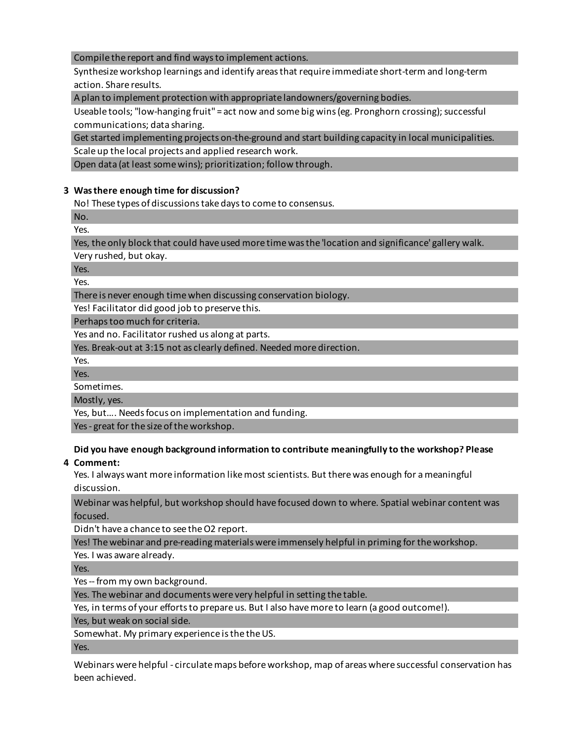Compile the report and find ways to implement actions.

Synthesize workshop learnings and identify areas that require immediate short-term and long-term action. Share results.

A plan to implement protection with appropriate landowners/governing bodies.

Useable tools; "low-hanging fruit" = act now and some big wins (eg. Pronghorn crossing); successful communications; data sharing.

Get started implementing projects on-the-ground and start building capacity in local municipalities.

Scale up the local projects and applied research work.

Open data (at least some wins); prioritization; follow through.

**3 Was there enough time for discussion?**

No! These types of discussions take days to come to consensus.

No.

Yes.

Yes, the only block that could have used more time was the 'location and significance' gallery walk.

Very rushed, but okay.

Yes.

Yes.

There is never enough time when discussing conservation biology.

Yes! Facilitator did good job to preserve this.

Perhaps too much for criteria.

Yes and no. Facilitator rushed us along at parts.

Yes. Break-out at 3:15 not as clearly defined. Needed more direction.

Yes.

Yes.

Sometimes.

Mostly, yes.

Yes, but…. Needs focus on implementation and funding.

Yes - great for the size of the workshop.

**4 Did you have enough background information to contribute meaningfully to the workshop? Please Comment:**

Yes. I always want more information like most scientists. But there was enough for a meaningful discussion.

Webinar was helpful, but workshop should have focused down to where. Spatial webinar content was focused.

Didn't have a chance to see the O2 report.

Yes! The webinar and pre-reading materials were immensely helpful in priming for the workshop.

Yes. I was aware already.

Yes.

Yes -- from my own background.

Yes. The webinar and documents were very helpful in setting the table.

Yes, in terms of your efforts to prepare us. But I also have more to learn (a good outcome!).

Yes, but weak on social side.

Somewhat. My primary experience is the the US.

Yes.

Webinars were helpful - circulate maps before workshop, map of areas where successful conservation has been achieved.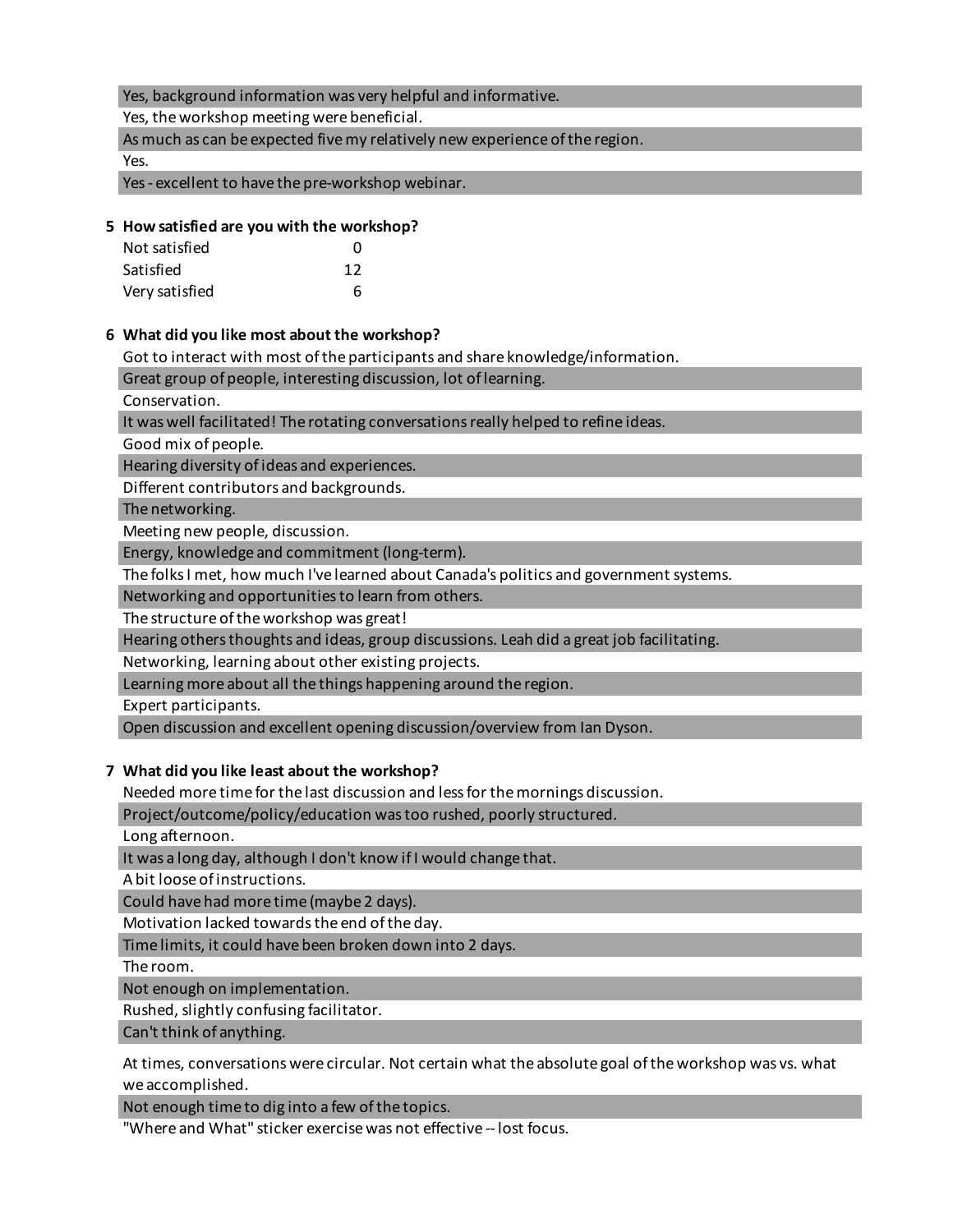Yes, background information was very helpful and informative.

Yes, the workshop meeting were beneficial.

As much as can be expected five my relatively new experience of the region.

Yes.

Yes - excellent to have the pre-workshop webinar.

**5 How satisfied are you with the workshop?**

| | |
|---|---|
| Not satisfied | 0 |
| Satisfied | 12 |
| Very satisfied | 6 |

**6 What did you like most about the workshop?**

Got to interact with most of the participants and share knowledge/information.

Great group of people, interesting discussion, lot of learning.

Conservation.

It was well facilitated! The rotating conversations really helped to refine ideas.

Good mix of people.

Hearing diversity of ideas and experiences.

Different contributors and backgrounds.

The networking.

Meeting new people, discussion.

Energy, knowledge and commitment (long-term).

The folks I met, how much I've learned about Canada's politics and government systems.

Networking and opportunities to learn from others.

The structure of the workshop was great!

Hearing others thoughts and ideas, group discussions. Leah did a great job facilitating.

Networking, learning about other existing projects.

Learning more about all the things happening around the region.

Expert participants.

Open discussion and excellent opening discussion/overview from Ian Dyson.

**7 What did you like least about the workshop?**

Needed more time for the last discussion and less for the mornings discussion.

Project/outcome/policy/education was too rushed, poorly structured.

Long afternoon.

It was a long day, although I don't know if I would change that.

A bit loose of instructions.

Could have had more time (maybe 2 days).

Motivation lacked towards the end of the day.

Time limits, it could have been broken down into 2 days.

The room.

Not enough on implementation.

Rushed, slightly confusing facilitator.

Can't think of anything.

At times, conversations were circular. Not certain what the absolute goal of the workshop was vs. what we accomplished.

Not enough time to dig into a few of the topics.

"Where and What" sticker exercise was not effective -- lost focus.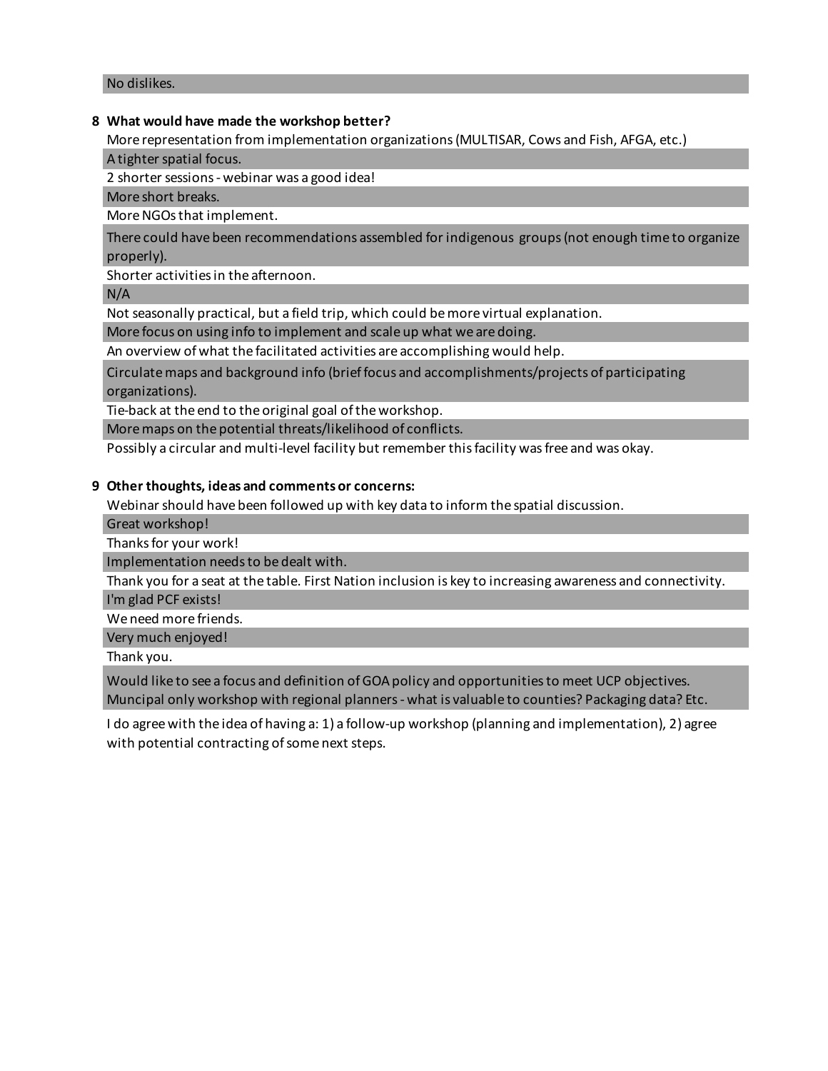No dislikes.

**8 What would have made the workshop better?**

More representation from implementation organizations (MULTISAR, Cows and Fish, AFGA, etc.)

A tighter spatial focus.

2 shorter sessions - webinar was a good idea!

More short breaks.

More NGOs that implement.

There could have been recommendations assembled for indigenous groups (not enough time to organize properly).

Shorter activities in the afternoon.

N/A

Not seasonally practical, but a field trip, which could be more virtual explanation.

More focus on using info to implement and scale up what we are doing.

An overview of what the facilitated activities are accomplishing would help.

Circulate maps and background info (brief focus and accomplishments/projects of participating organizations).

Tie-back at the end to the original goal of the workshop.

More maps on the potential threats/likelihood of conflicts.

Possibly a circular and multi-level facility but remember this facility was free and was okay.

**9 Other thoughts, ideas and comments or concerns:**

Webinar should have been followed up with key data to inform the spatial discussion.

Great workshop!

Thanks for your work!

Implementation needs to be dealt with.

Thank you for a seat at the table. First Nation inclusion is key to increasing awareness and connectivity.

I'm glad PCF exists!

We need more friends.

Very much enjoyed!

Thank you.

Would like to see a focus and definition of GOA policy and opportunities to meet UCP objectives. Muncipal only workshop with regional planners - what is valuable to counties? Packaging data? Etc.

I do agree with the idea of having a: 1) a follow-up workshop (planning and implementation), 2) agree with potential contracting of some next steps.